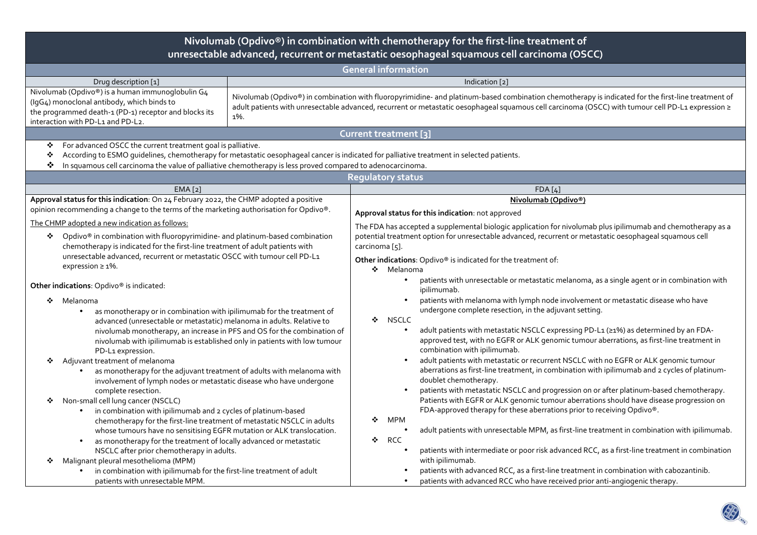# Nivolumab (Opdivo®) in combination with chemotherapy for the first-line treatment of unresectable advanced, recurrent or metastatic oesophageal squamous cell carcinoma (OSCC)

## General information

| Drug description [1] | Indication [2] |
| --- | --- |
| Nivolumab (Opdivo®) is a human immunoglobulin G4 (IgG4) monoclonal antibody, which binds to the programmed death-1 (PD-1) receptor and blocks its interaction with PD-L1 and PD-L2. | Nivolumab (Opdivo®) in combination with fluoropyrimidine- and platinum-based combination chemotherapy is indicated for the first-line treatment of adult patients with unresectable advanced, recurrent or metastatic oesophageal squamous cell carcinoma (OSCC) with tumour cell PD-L1 expression ≥ 1%. |

## Current treatment [3]

- For advanced OSCC the current treatment goal is palliative.
- According to ESMO guidelines, chemotherapy for metastatic oesophageal cancer is indicated for palliative treatment in selected patients.
- In squamous cell carcinoma the value of palliative chemotherapy is less proved compared to adenocarcinoma.

## Regulatory status

### EMA [2]

**Approval status for this indication**: On 24 February 2022, the CHMP adopted a positive opinion recommending a change to the terms of the marketing authorisation for Opdivo®.

The CHMP adopted a new indication as follows:

- Opdivo® in combination with fluoropyrimidine- and platinum-based combination chemotherapy is indicated for the first-line treatment of adult patients with unresectable advanced, recurrent or metastatic OSCC with tumour cell PD-L1 expression ≥ 1%.

**Other indications**: Opdivo® is indicated:

- Melanoma
  - as monotherapy or in combination with ipilimumab for the treatment of advanced (unresectable or metastatic) melanoma in adults. Relative to nivolumab monotherapy, an increase in PFS and OS for the combination of nivolumab with ipilimumab is established only in patients with low tumour PD-L1 expression.
- Adjuvant treatment of melanoma
  - as monotherapy for the adjuvant treatment of adults with melanoma with involvement of lymph nodes or metastatic disease who have undergone complete resection.
- Non-small cell lung cancer (NSCLC)
  - in combination with ipilimumab and 2 cycles of platinum-based chemotherapy for the first-line treatment of metastatic NSCLC in adults whose tumours have no sensitising EGFR mutation or ALK translocation.
  - as monotherapy for the treatment of locally advanced or metastatic NSCLC after prior chemotherapy in adults.
- Malignant pleural mesothelioma (MPM)
  - in combination with ipilimumab for the first-line treatment of adult patients with unresectable MPM.

### FDA [4]

**Nivolumab (Opdivo®)**

**Approval status for this indication**: not approved

The FDA has accepted a supplemental biologic application for nivolumab plus ipilimumab and chemotherapy as a potential treatment option for unresectable advanced, recurrent or metastatic oesophageal squamous cell carcinoma [5].

**Other indications**: Opdivo® is indicated for the treatment of:

- Melanoma
  - patients with unresectable or metastatic melanoma, as a single agent or in combination with ipilimumab.
  - patients with melanoma with lymph node involvement or metastatic disease who have undergone complete resection, in the adjuvant setting.
- NSCLC
  - adult patients with metastatic NSCLC expressing PD-L1 (≥1%) as determined by an FDA-approved test, with no EGFR or ALK genomic tumour aberrations, as first-line treatment in combination with ipilimumab.
  - adult patients with metastatic or recurrent NSCLC with no EGFR or ALK genomic tumour aberrations as first-line treatment, in combination with ipilimumab and 2 cycles of platinum-doublet chemotherapy.
  - patients with metastatic NSCLC and progression on or after platinum-based chemotherapy. Patients with EGFR or ALK genomic tumour aberrations should have disease progression on FDA-approved therapy for these aberrations prior to receiving Opdivo®.
- MPM
  - adult patients with unresectable MPM, as first-line treatment in combination with ipilimumab.
- RCC
  - patients with intermediate or poor risk advanced RCC, as a first-line treatment in combination with ipilimumab.
  - patients with advanced RCC, as a first-line treatment in combination with cabozantinib.
  - patients with advanced RCC who have received prior anti-angiogenic therapy.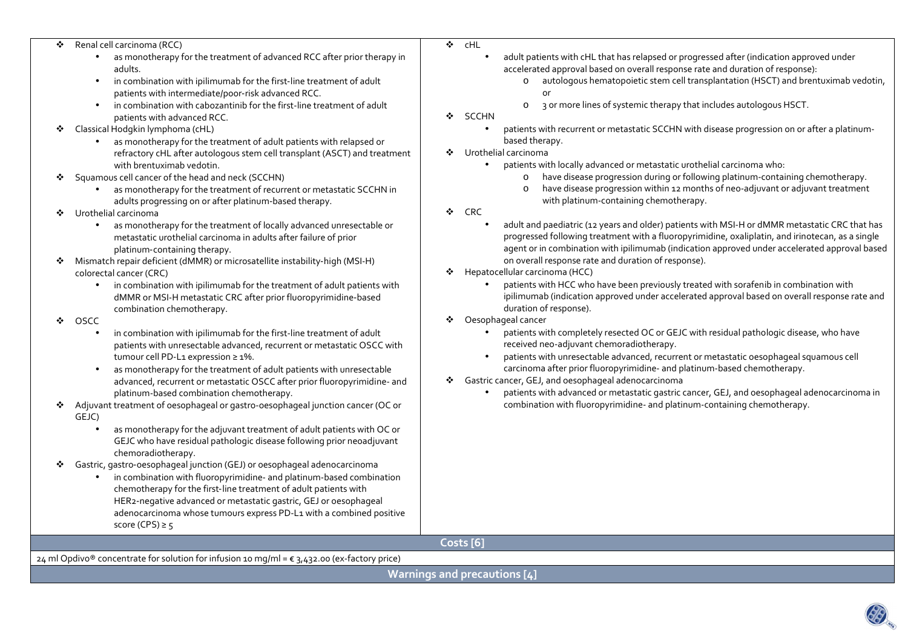- Renal cell carcinoma (RCC)
  - as monotherapy for the treatment of advanced RCC after prior therapy in adults.
  - in combination with ipilimumab for the first-line treatment of adult patients with intermediate/poor-risk advanced RCC.
  - in combination with cabozantinib for the first-line treatment of adult patients with advanced RCC.
- Classical Hodgkin lymphoma (cHL)
  - as monotherapy for the treatment of adult patients with relapsed or refractory cHL after autologous stem cell transplant (ASCT) and treatment with brentuximab vedotin.
- Squamous cell cancer of the head and neck (SCCHN)
  - as monotherapy for the treatment of recurrent or metastatic SCCHN in adults progressing on or after platinum-based therapy.
- Urothelial carcinoma
  - as monotherapy for the treatment of locally advanced unresectable or metastatic urothelial carcinoma in adults after failure of prior platinum-containing therapy.
- Mismatch repair deficient (dMMR) or microsatellite instability-high (MSI-H) colorectal cancer (CRC)
  - in combination with ipilimumab for the treatment of adult patients with dMMR or MSI-H metastatic CRC after prior fluoropyrimidine-based combination chemotherapy.
- OSCC
  - in combination with ipilimumab for the first-line treatment of adult patients with unresectable advanced, recurrent or metastatic OSCC with tumour cell PD-L1 expression ≥ 1%.
  - as monotherapy for the treatment of adult patients with unresectable advanced, recurrent or metastatic OSCC after prior fluoropyrimidine- and platinum-based combination chemotherapy.
- Adjuvant treatment of oesophageal or gastro-oesophageal junction cancer (OC or GEJC)
  - as monotherapy for the adjuvant treatment of adult patients with OC or GEJC who have residual pathologic disease following prior neoadjuvant chemoradiotherapy.
- Gastric, gastro-oesophageal junction (GEJ) or oesophageal adenocarcinoma
  - in combination with fluoropyrimidine- and platinum-based combination chemotherapy for the first-line treatment of adult patients with HER2-negative advanced or metastatic gastric, GEJ or oesophageal adenocarcinoma whose tumours express PD-L1 with a combined positive score (CPS) ≥ 5

- cHL
  - adult patients with cHL that has relapsed or progressed after (indication approved under accelerated approval based on overall response rate and duration of response):
    - autologous hematopoietic stem cell transplantation (HSCT) and brentuximab vedotin, or
    - 3 or more lines of systemic therapy that includes autologous HSCT.
- SCCHN
  - patients with recurrent or metastatic SCCHN with disease progression on or after a platinum-based therapy.
- Urothelial carcinoma
  - patients with locally advanced or metastatic urothelial carcinoma who:
    - have disease progression during or following platinum-containing chemotherapy.
    - have disease progression within 12 months of neo-adjuvant or adjuvant treatment with platinum-containing chemotherapy.
- CRC
  - adult and paediatric (12 years and older) patients with MSI-H or dMMR metastatic CRC that has progressed following treatment with a fluoropyrimidine, oxaliplatin, and irinotecan, as a single agent or in combination with ipilimumab (indication approved under accelerated approval based on overall response rate and duration of response).
- Hepatocellular carcinoma (HCC)
  - patients with HCC who have been previously treated with sorafenib in combination with ipilimumab (indication approved under accelerated approval based on overall response rate and duration of response).
- Oesophageal cancer
  - patients with completely resected OC or GEJC with residual pathologic disease, who have received neo-adjuvant chemoradiotherapy.
  - patients with unresectable advanced, recurrent or metastatic oesophageal squamous cell carcinoma after prior fluoropyrimidine- and platinum-based chemotherapy.
- Gastric cancer, GEJ, and oesophageal adenocarcinoma
  - patients with advanced or metastatic gastric cancer, GEJ, and oesophageal adenocarcinoma in combination with fluoropyrimidine- and platinum-containing chemotherapy.

## Costs [6]

24 ml Opdivo® concentrate for solution for infusion 10 mg/ml = € 3,432.00 (ex-factory price)

## Warnings and precautions [4]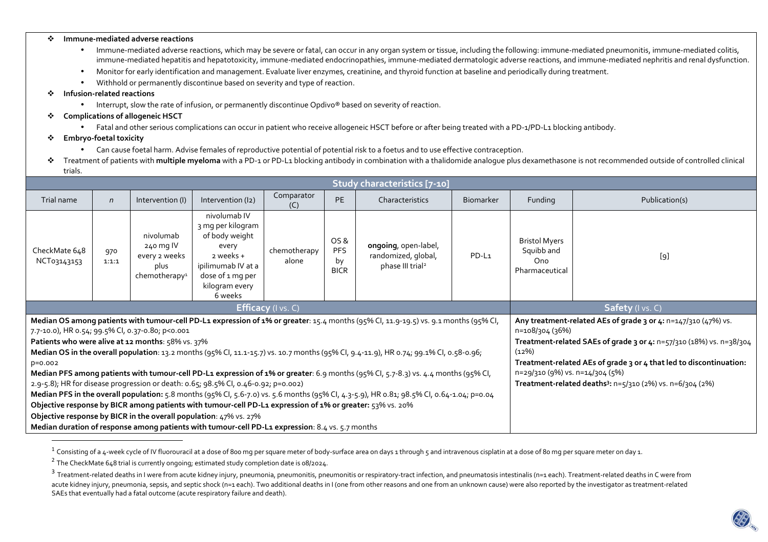- **Immune-mediated adverse reactions**
  - Immune-mediated adverse reactions, which may be severe or fatal, can occur in any organ system or tissue, including the following: immune-mediated pneumonitis, immune-mediated colitis, immune-mediated hepatitis and hepatotoxicity, immune-mediated endocrinopathies, immune-mediated dermatologic adverse reactions, and immune-mediated nephritis and renal dysfunction.
  - Monitor for early identification and management. Evaluate liver enzymes, creatinine, and thyroid function at baseline and periodically during treatment.
  - Withhold or permanently discontinue based on severity and type of reaction.
- **Infusion-related reactions**
  - Interrupt, slow the rate of infusion, or permanently discontinue Opdivo® based on severity of reaction.
- **Complications of allogeneic HSCT**
  - Fatal and other serious complications can occur in patient who receive allogeneic HSCT before or after being treated with a PD-1/PD-L1 blocking antibody.
- **Embryo-foetal toxicity**
  - Can cause foetal harm. Advise females of reproductive potential of potential risk to a foetus and to use effective contraception.
- Treatment of patients with **multiple myeloma** with a PD-1 or PD-L1 blocking antibody in combination with a thalidomide analogue plus dexamethasone is not recommended outside of controlled clinical trials.

**Study characteristics [7-10]**

| Trial name | n | Intervention (I) | Intervention (I2) | Comparator (C) | PE | Characteristics | Biomarker | Funding | Publication(s) |
|---|---|---|---|---|---|---|---|---|---|
| CheckMate 648 NCT03143153 | 970 1:1:1 | nivolumab 240 mg IV every 2 weeks plus chemotherapy[1] | nivolumab IV 3 mg per kilogram of body weight every 2 weeks + ipilimumab IV at a dose of 1 mg per kilogram every 6 weeks | chemotherapy alone | OS & PFS by BICR | **ongoing**, open-label, randomized, global, phase III trial[2] | PD-L1 | Bristol Myers Squibb and Ono Pharmaceutical | [9] |

**Efficacy** (I vs. C)

**Median OS among patients with tumour-cell PD-L1 expression of 1% or greater**: 15.4 months (95% CI, 11.9-19.5) vs. 9.1 months (95% CI, 7.7-10.0), HR 0.54; 99.5% CI, 0.37-0.80; p<0.001

**Patients who were alive at 12 months**: 58% vs. 37%

**Median OS in the overall population**: 13.2 months (95% CI, 11.1-15.7) vs. 10.7 months (95% CI, 9.4-11.9), HR 0.74; 99.1% CI, 0.58-0.96; p=0.002

**Median PFS among patients with tumour-cell PD-L1 expression of 1% or greater**: 6.9 months (95% CI, 5.7-8.3) vs. 4.4 months (95% CI, 2.9-5.8); HR for disease progression or death: 0.65; 98.5% CI, 0.46-0.92; p=0.002)

**Median PFS in the overall population:** 5.8 months (95% CI, 5.6-7.0) vs. 5.6 months (95% CI, 4.3-5.9), HR 0.81; 98.5% CI, 0.64-1.04; p=0.04

**Objective response by BICR among patients with tumour-cell PD-L1 expression of 1% or greater:** 53% vs. 20%

**Objective response by BICR in the overall population**: 47% vs. 27%

**Median duration of response among patients with tumour-cell PD-L1 expression**: 8.4 vs. 5.7 months

**Safety** (I vs. C)

**Any treatment-related AEs of grade 3 or 4:** n=147/310 (47%) vs. n=108/304 (36%)

**Treatment-related SAEs of grade 3 or 4:** n=57/310 (18%) vs. n=38/304 (12%)

**Treatment-related AEs of grade 3 or 4 that led to discontinuation:** n=29/310 (9%) vs. n=14/304 (5%)

**Treatment-related deaths[3]:** n=5/310 (2%) vs. n=6/304 (2%)

---

[1] Consisting of a 4-week cycle of IV fluorouracil at a dose of 800 mg per square meter of body-surface area on days 1 through 5 and intravenous cisplatin at a dose of 80 mg per square meter on day 1.

[2] The CheckMate 648 trial is currently ongoing; estimated study completion date is 08/2024.

[3] Treatment-related deaths in I were from acute kidney injury, pneumonia, pneumonitis, pneumonitis or respiratory-tract infection, and pneumatosis intestinalis (n=1 each). Treatment-related deaths in C were from acute kidney injury, pneumonia, sepsis, and septic shock (n=1 each). Two additional deaths in I (one from other reasons and one from an unknown cause) were also reported by the investigator as treatment-related SAEs that eventually had a fatal outcome (acute respiratory failure and death).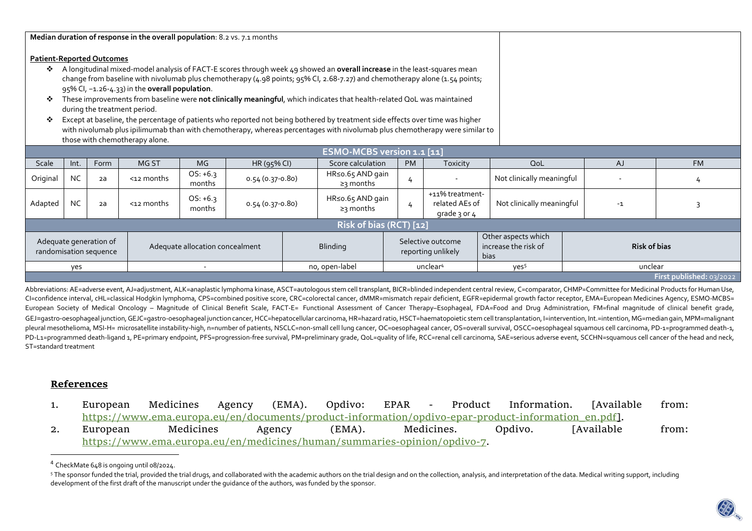**Median duration of response in the overall population**: 8.2 vs. 7.1 months

**Patient-Reported Outcomes**

- A longitudinal mixed-model analysis of FACT-E scores through week 49 showed an **overall increase** in the least-squares mean change from baseline with nivolumab plus chemotherapy (4.98 points; 95% CI, 2.68-7.27) and chemotherapy alone (1.54 points; 95% CI, −1.26-4.33) in the **overall population**.
- These improvements from baseline were **not clinically meaningful**, which indicates that health-related QoL was maintained during the treatment period.
- Except at baseline, the percentage of patients who reported not being bothered by treatment side effects over time was higher with nivolumab plus ipilimumab than with chemotherapy, whereas percentages with nivolumab plus chemotherapy were similar to those with chemotherapy alone.

| ESMO-MCBS version 1.1 [11] | | | | | | | | | | | |
|---|---|---|---|---|---|---|---|---|---|---|---|
| Scale | Int. | Form | MG ST | MG | HR (95% CI) | Score calculation | PM | Toxicity | QoL | AJ | FM |
| Original | NC | 2a | <12 months | OS: +6.3 months | 0.54 (0.37-0.80) | HR≤0.65 AND gain ≥3 months | 4 | - | Not clinically meaningful | - | 4 |
| Adapted | NC | 2a | <12 months | OS: +6.3 months | 0.54 (0.37-0.80) | HR≤0.65 AND gain ≥3 months | 4 | +11% treatment-related AEs of grade 3 or 4 | Not clinically meaningful | -1 | 3 |

| Risk of bias (RCT) [12] | | | | | |
|---|---|---|---|---|---|
| Adequate generation of randomisation sequence | Adequate allocation concealment | Blinding | Selective outcome reporting unlikely | Other aspects which increase the risk of bias | **Risk of bias** |
| yes | - | no, open-label | unclear[4] | yes[5] | unclear |

First published: 03/2022

Abbreviations: AE=adverse event, AJ=adjustment, ALK=anaplastic lymphoma kinase, ASCT=autologous stem cell transplant, BICR=blinded independent central review, C=comparator, CHMP=Committee for Medicinal Products for Human Use, CI=confidence interval, cHL=classical Hodgkin lymphoma, CPS=combined positive score, CRC=colorectal cancer, dMMR=mismatch repair deficient, EGFR=epidermal growth factor receptor, EMA=European Medicines Agency, ESMO-MCBS= European Society of Medical Oncology – Magnitude of Clinical Benefit Scale, FACT-E= Functional Assessment of Cancer Therapy–Esophageal, FDA=Food and Drug Administration, FM=final magnitude of clinical benefit grade, GEJ=gastro-oesophageal junction, GEJC=gastro-oesophageal junction cancer, HCC=hepatocellular carcinoma, HR=hazard ratio, HSCT=haematopoietic stem cell transplantation, I=intervention, Int.=intention, MG=median gain, MPM=malignant pleural mesothelioma, MSI-H= microsatellite instability-high, n=number of patients, NSCLC=non-small cell lung cancer, OC=oesophageal cancer, OS=overall survival, OSCC=oesophageal squamous cell carcinoma, PD-1=programmed death-1, PD-L1=programmed death-ligand 1, PE=primary endpoint, PFS=progression-free survival, PM=preliminary grade, QoL=quality of life, RCC=renal cell carcinoma, SAE=serious adverse event, SCCHN=squamous cell cancer of the head and neck, ST=standard treatment

## References

1. European Medicines Agency (EMA). Opdivo: EPAR - Product Information. [Available from: https://www.ema.europa.eu/en/documents/product-information/opdivo-epar-product-information_en.pdf].
2. European Medicines Agency (EMA). Medicines. Opdivo. [Available from: https://www.ema.europa.eu/en/medicines/human/summaries-opinion/opdivo-7.

---

[4] CheckMate 648 is ongoing until 08/2024.

[5] The sponsor funded the trial, provided the trial drugs, and collaborated with the academic authors on the trial design and on the collection, analysis, and interpretation of the data. Medical writing support, including development of the first draft of the manuscript under the guidance of the authors, was funded by the sponsor.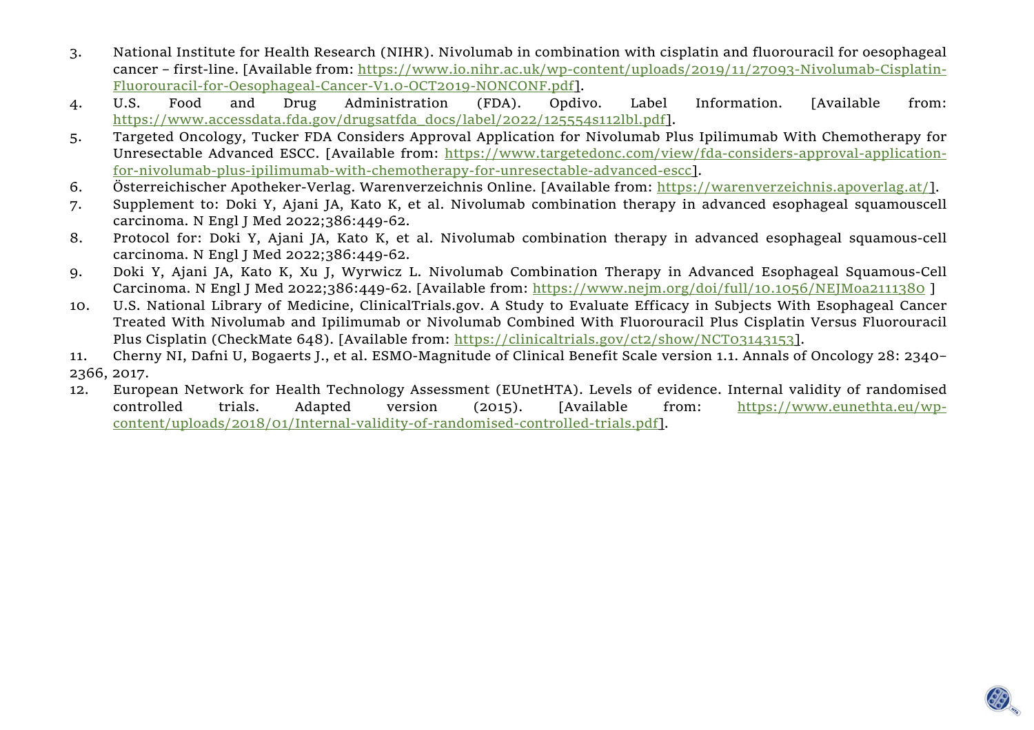3. National Institute for Health Research (NIHR). Nivolumab in combination with cisplatin and fluorouracil for oesophageal cancer – first-line. [Available from: https://www.io.nihr.ac.uk/wp-content/uploads/2019/11/27093-Nivolumab-Cisplatin-Fluorouracil-for-Oesophageal-Cancer-V1.0-OCT2019-NONCONF.pdf].
4. U.S. Food and Drug Administration (FDA). Opdivo. Label Information. [Available from: https://www.accessdata.fda.gov/drugsatfda_docs/label/2022/125554s112lbl.pdf].
5. Targeted Oncology, Tucker FDA Considers Approval Application for Nivolumab Plus Ipilimumab With Chemotherapy for Unresectable Advanced ESCC. [Available from: https://www.targetedonc.com/view/fda-considers-approval-application-for-nivolumab-plus-ipilimumab-with-chemotherapy-for-unresectable-advanced-escc].
6. Österreichischer Apotheker-Verlag. Warenverzeichnis Online. [Available from: https://warenverzeichnis.apoverlag.at/].
7. Supplement to: Doki Y, Ajani JA, Kato K, et al. Nivolumab combination therapy in advanced esophageal squamouscell carcinoma. N Engl J Med 2022;386:449-62.
8. Protocol for: Doki Y, Ajani JA, Kato K, et al. Nivolumab combination therapy in advanced esophageal squamous-cell carcinoma. N Engl J Med 2022;386:449-62.
9. Doki Y, Ajani JA, Kato K, Xu J, Wyrwicz L. Nivolumab Combination Therapy in Advanced Esophageal Squamous-Cell Carcinoma. N Engl J Med 2022;386:449-62. [Available from: https://www.nejm.org/doi/full/10.1056/NEJMoa2111380 ]
10. U.S. National Library of Medicine, ClinicalTrials.gov. A Study to Evaluate Efficacy in Subjects With Esophageal Cancer Treated With Nivolumab and Ipilimumab or Nivolumab Combined With Fluorouracil Plus Cisplatin Versus Fluorouracil Plus Cisplatin (CheckMate 648). [Available from: https://clinicaltrials.gov/ct2/show/NCT03143153].
11. Cherny NI, Dafni U, Bogaerts J., et al. ESMO-Magnitude of Clinical Benefit Scale version 1.1. Annals of Oncology 28: 2340–2366, 2017.
12. European Network for Health Technology Assessment (EUnetHTA). Levels of evidence. Internal validity of randomised controlled trials. Adapted version (2015). [Available from: https://www.eunethta.eu/wp-content/uploads/2018/01/Internal-validity-of-randomised-controlled-trials.pdf].